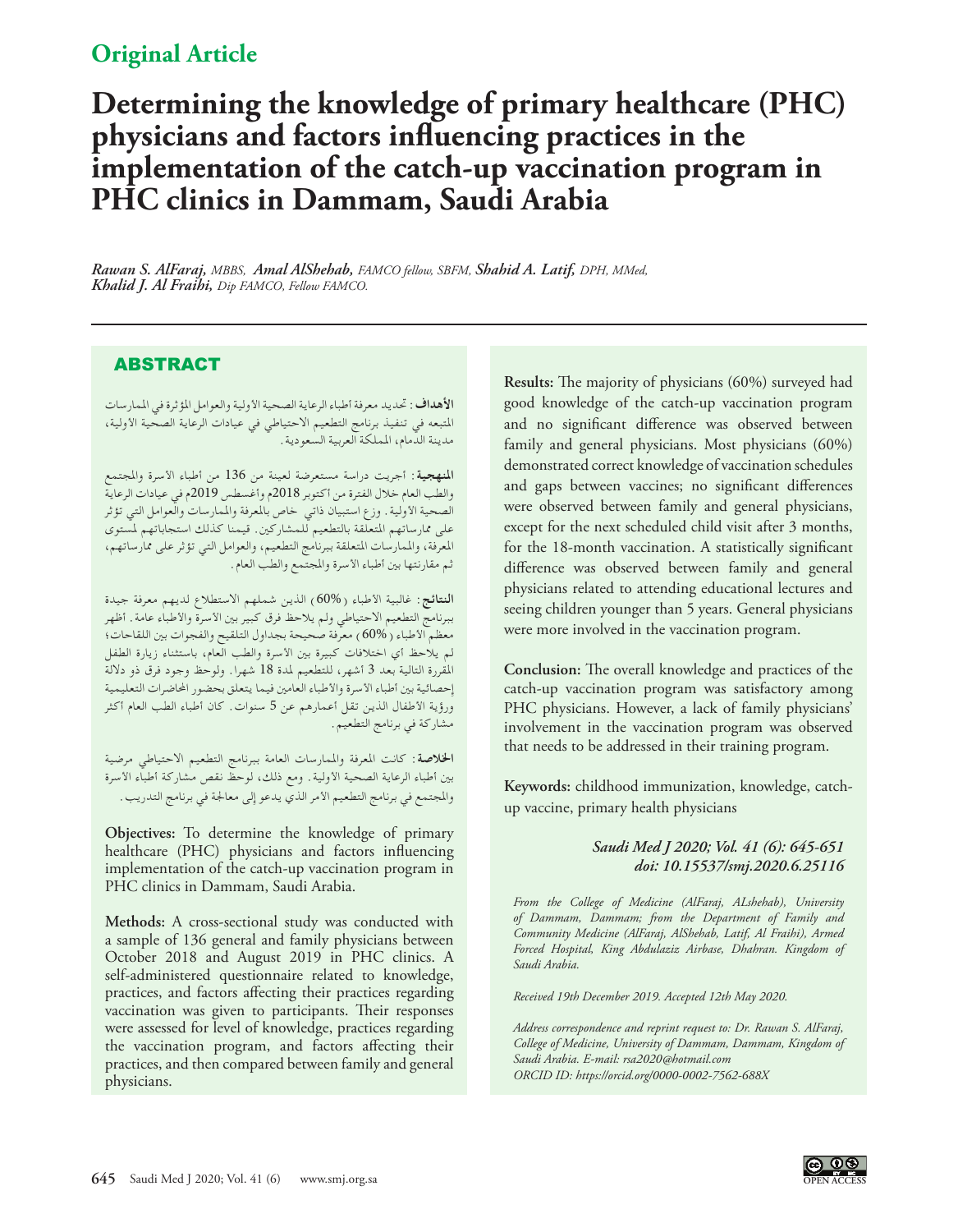## Original Article

# Determining the knowledge of primary healthcare (PHC) physicians and factors influencing practices in the implementation of the catch-up vaccination program in PHC clinics in Dammam, Saudi Arabia

***Rawan S. AlFaraj,*** *MBBS,* ***Amal AlShehab,*** *FAMCO fellow, SBFM,* ***Shahid A. Latif,*** *DPH, MMed,* ***Khalid J. Al Fraihi,*** *Dip FAMCO, Fellow FAMCO.*

## ABSTRACT

**الأهداف:** تحديد معرفة أطباء الرعاية الصحية الأولية والعوامل المؤثرة في الممارسات المتبعة في تنفيذ برنامج التطعيم الاحتياطي في عيادات الرعاية الصحية الأولية، مدينة الدمام، المملكة العربية السعودية.

**المنهجية:** أجريت دراسة مستعرضة لعينة من 136 من أطباء الأسرة والمجتمع والطب العام خلال الفترة من أكتوبر 2018م وأغسطس 2019م في عيادات الرعاية الصحية الأولية. وزع استبيان ذاتي خاص بالمعرفة والممارسات والعوامل التي تؤثر على ممارساتهم المتعلقة بالتطعيم للمشاركين. قيمنا كذلك استجاباتهم لمستوى المعرفة، والممارسات المتعلقة ببرنامج التطعيم، والعوامل التي تؤثر على ممارساتهم، ثم مقارنتها بين أطباء الأسرة والمجتمع والطب العام.

**النتائج:** غالبية الأطباء (60%) الذين شملهم الاستطلاع لديهم معرفة جيدة ببرنامج التطعيم الاحتياطي ولم يلاحظ فرق كبير بين الأسرة والأطباء عامة. أظهر معظم الأطباء (60%) معرفة صحيحة بجداول التلقيح والفجوات بين اللقاحات؛ لم يلاحظ أي اختلافات كبيرة بين الأسرة والطب العام، باستثناء زيارة الطفل المقررة التالية بعد 3 أشهر، للتطعيم لمدة 18 شهرا. ولوحظ وجود فرق ذو دلالة إحصائية بين أطباء الأسرة والأطباء العامين فيما يتعلق بحضور المحاضرات التعليمية ورؤية الأطفال الذين تقل أعمارهم عن 5 سنوات. كان أطباء الطب العام أكثر مشاركة في برنامج التطعيم.

**الخلاصة:** كانت المعرفة والممارسات العامة ببرنامج التطعيم الاحتياطي مرضية بين أطباء الرعاية الصحية الأولية. ومع ذلك، لوحظ نقص مشاركة أطباء الأسرة والمجتمع في برنامج التطعيم الأمر الذي يدعو إلى معالجة في برنامج التدريب.

**Objectives:** To determine the knowledge of primary healthcare (PHC) physicians and factors influencing implementation of the catch-up vaccination program in PHC clinics in Dammam, Saudi Arabia.

**Methods:** A cross-sectional study was conducted with a sample of 136 general and family physicians between October 2018 and August 2019 in PHC clinics. A self-administered questionnaire related to knowledge, practices, and factors affecting their practices regarding vaccination was given to participants. Their responses were assessed for level of knowledge, practices regarding the vaccination program, and factors affecting their practices, and then compared between family and general physicians.

**Results:** The majority of physicians (60%) surveyed had good knowledge of the catch-up vaccination program and no significant difference was observed between family and general physicians. Most physicians (60%) demonstrated correct knowledge of vaccination schedules and gaps between vaccines; no significant differences were observed between family and general physicians, except for the next scheduled child visit after 3 months, for the 18-month vaccination. A statistically significant difference was observed between family and general physicians related to attending educational lectures and seeing children younger than 5 years. General physicians were more involved in the vaccination program.

**Conclusion:** The overall knowledge and practices of the catch-up vaccination program was satisfactory among PHC physicians. However, a lack of family physicians' involvement in the vaccination program was observed that needs to be addressed in their training program.

**Keywords:** childhood immunization, knowledge, catch-up vaccine, primary health physicians

***Saudi Med J 2020; Vol. 41 (6): 645-651***
***doi: 10.15537/smj.2020.6.25116***

*From the College of Medicine (AlFaraj, ALshehab), University of Dammam, Dammam; from the Department of Family and Community Medicine (AlFaraj, AlShehab, Latif, Al Fraihi), Armed Forced Hospital, King Abdulaziz Airbase, Dhahran. Kingdom of Saudi Arabia.*

*Received 19th December 2019. Accepted 12th May 2020.*

*Address correspondence and reprint request to: Dr. Rawan S. AlFaraj, College of Medicine, University of Dammam, Dammam, Kingdom of Saudi Arabia. E-mail: rsa2020@hotmail.com*
*ORCID ID: https://orcid.org/0000-0002-7562-688X*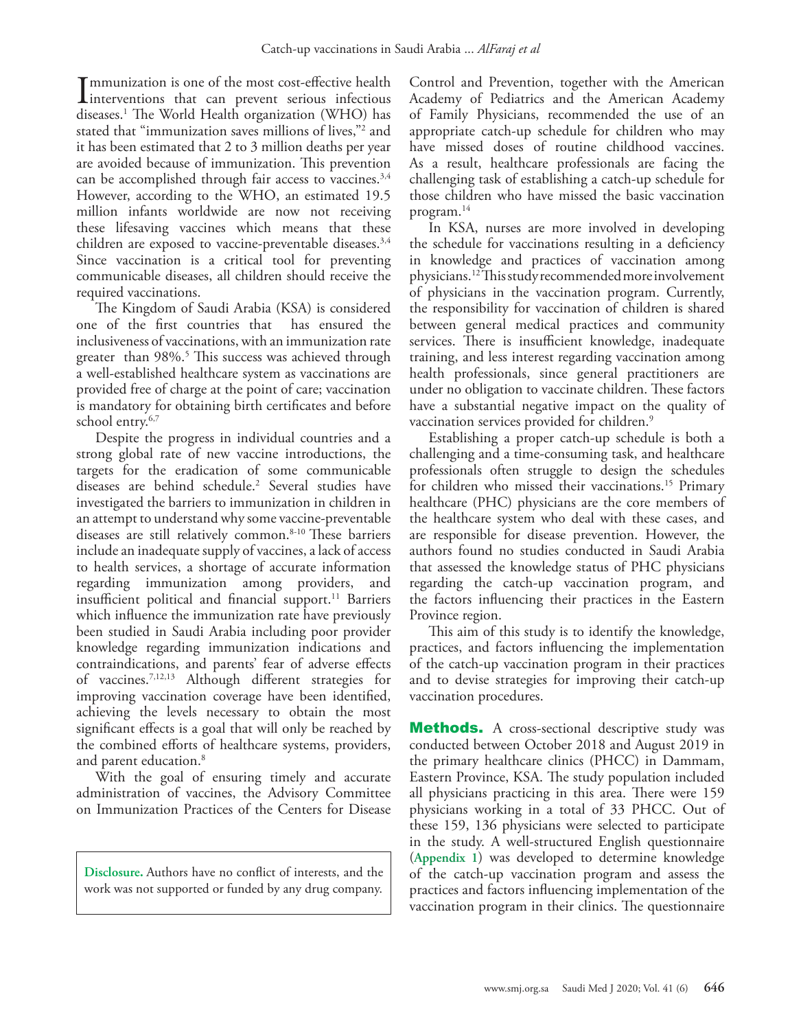Immunization is one of the most cost-effective health interventions that can prevent serious infectious diseases.[1] The World Health organization (WHO) has stated that "immunization saves millions of lives,"[2] and it has been estimated that 2 to 3 million deaths per year are avoided because of immunization. This prevention can be accomplished through fair access to vaccines.[3,4] However, according to the WHO, an estimated 19.5 million infants worldwide are now not receiving these lifesaving vaccines which means that these children are exposed to vaccine-preventable diseases.[3,4] Since vaccination is a critical tool for preventing communicable diseases, all children should receive the required vaccinations.

The Kingdom of Saudi Arabia (KSA) is considered one of the first countries that has ensured the inclusiveness of vaccinations, with an immunization rate greater than 98%.[5] This success was achieved through a well-established healthcare system as vaccinations are provided free of charge at the point of care; vaccination is mandatory for obtaining birth certificates and before school entry.[6,7]

Despite the progress in individual countries and a strong global rate of new vaccine introductions, the targets for the eradication of some communicable diseases are behind schedule.[2] Several studies have investigated the barriers to immunization in children in an attempt to understand why some vaccine-preventable diseases are still relatively common.[8-10] These barriers include an inadequate supply of vaccines, a lack of access to health services, a shortage of accurate information regarding immunization among providers, and insufficient political and financial support.[11] Barriers which influence the immunization rate have previously been studied in Saudi Arabia including poor provider knowledge regarding immunization indications and contraindications, and parents' fear of adverse effects of vaccines.[7,12,13] Although different strategies for improving vaccination coverage have been identified, achieving the levels necessary to obtain the most significant effects is a goal that will only be reached by the combined efforts of healthcare systems, providers, and parent education.[8]

With the goal of ensuring timely and accurate administration of vaccines, the Advisory Committee on Immunization Practices of the Centers for Disease Control and Prevention, together with the American Academy of Pediatrics and the American Academy of Family Physicians, recommended the use of an appropriate catch-up schedule for children who may have missed doses of routine childhood vaccines. As a result, healthcare professionals are facing the challenging task of establishing a catch-up schedule for those children who have missed the basic vaccination program.[14]

In KSA, nurses are more involved in developing the schedule for vaccinations resulting in a deficiency in knowledge and practices of vaccination among physicians.[12] This study recommended more involvement of physicians in the vaccination program. Currently, the responsibility for vaccination of children is shared between general medical practices and community services. There is insufficient knowledge, inadequate training, and less interest regarding vaccination among health professionals, since general practitioners are under no obligation to vaccinate children. These factors have a substantial negative impact on the quality of vaccination services provided for children.[9]

Establishing a proper catch-up schedule is both a challenging and a time-consuming task, and healthcare professionals often struggle to design the schedules for children who missed their vaccinations.[15] Primary healthcare (PHC) physicians are the core members of the healthcare system who deal with these cases, and are responsible for disease prevention. However, the authors found no studies conducted in Saudi Arabia that assessed the knowledge status of PHC physicians regarding the catch-up vaccination program, and the factors influencing their practices in the Eastern Province region.

This aim of this study is to identify the knowledge, practices, and factors influencing the implementation of the catch-up vaccination program in their practices and to devise strategies for improving their catch-up vaccination procedures.

## Methods.

A cross-sectional descriptive study was conducted between October 2018 and August 2019 in the primary healthcare clinics (PHCC) in Dammam, Eastern Province, KSA. The study population included all physicians practicing in this area. There were 159 physicians working in a total of 33 PHCC. Out of these 159, 136 physicians were selected to participate in the study. A well-structured English questionnaire (**Appendix 1**) was developed to determine knowledge of the catch-up vaccination program and assess the practices and factors influencing implementation of the vaccination program in their clinics. The questionnaire

**Disclosure.** Authors have no conflict of interests, and the work was not supported or funded by any drug company.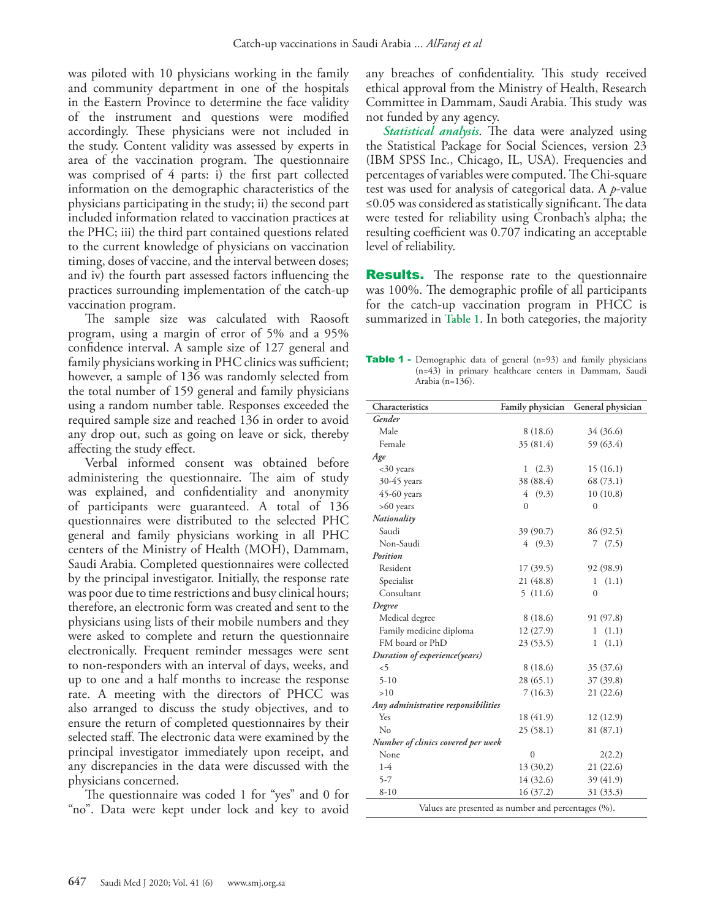was piloted with 10 physicians working in the family and community department in one of the hospitals in the Eastern Province to determine the face validity of the instrument and questions were modified accordingly. These physicians were not included in the study. Content validity was assessed by experts in area of the vaccination program. The questionnaire was comprised of 4 parts: i) the first part collected information on the demographic characteristics of the physicians participating in the study; ii) the second part included information related to vaccination practices at the PHC; iii) the third part contained questions related to the current knowledge of physicians on vaccination timing, doses of vaccine, and the interval between doses; and iv) the fourth part assessed factors influencing the practices surrounding implementation of the catch-up vaccination program.

The sample size was calculated with Raosoft program, using a margin of error of 5% and a 95% confidence interval. A sample size of 127 general and family physicians working in PHC clinics was sufficient; however, a sample of 136 was randomly selected from the total number of 159 general and family physicians using a random number table. Responses exceeded the required sample size and reached 136 in order to avoid any drop out, such as going on leave or sick, thereby affecting the study effect.

Verbal informed consent was obtained before administering the questionnaire. The aim of study was explained, and confidentiality and anonymity of participants were guaranteed. A total of 136 questionnaires were distributed to the selected PHC general and family physicians working in all PHC centers of the Ministry of Health (MOH), Dammam, Saudi Arabia. Completed questionnaires were collected by the principal investigator. Initially, the response rate was poor due to time restrictions and busy clinical hours; therefore, an electronic form was created and sent to the physicians using lists of their mobile numbers and they were asked to complete and return the questionnaire electronically. Frequent reminder messages were sent to non-responders with an interval of days, weeks, and up to one and a half months to increase the response rate. A meeting with the directors of PHCC was also arranged to discuss the study objectives, and to ensure the return of completed questionnaires by their selected staff. The electronic data were examined by the principal investigator immediately upon receipt, and any discrepancies in the data were discussed with the physicians concerned.

The questionnaire was coded 1 for "yes" and 0 for "no". Data were kept under lock and key to avoid any breaches of confidentiality. This study received ethical approval from the Ministry of Health, Research Committee in Dammam, Saudi Arabia. This study was not funded by any agency.

***Statistical analysis***. The data were analyzed using the Statistical Package for Social Sciences, version 23 (IBM SPSS Inc., Chicago, IL, USA). Frequencies and percentages of variables were computed. The Chi-square test was used for analysis of categorical data. A $p$-value ≤0.05 was considered as statistically significant. The data were tested for reliability using Cronbach's alpha; the resulting coefficient was 0.707 indicating an acceptable level of reliability.

## Results.

The response rate to the questionnaire was 100%. The demographic profile of all participants for the catch-up vaccination program in PHCC is summarized in **Table 1**. In both categories, the majority

**Table 1 -** Demographic data of general (n=93) and family physicians (n=43) in primary healthcare centers in Dammam, Saudi Arabia (n=136).

| Characteristics | Family physician | General physician |
|---|---|---|
| *Gender* | | |
| Male | 8 (18.6) | 34 (36.6) |
| Female | 35 (81.4) | 59 (63.4) |
| *Age* | | |
| <30 years | 1 (2.3) | 15 (16.1) |
| 30-45 years | 38 (88.4) | 68 (73.1) |
| 45-60 years | 4 (9.3) | 10 (10.8) |
| >60 years | 0 | 0 |
| *Nationality* | | |
| Saudi | 39 (90.7) | 86 (92.5) |
| Non-Saudi | 4 (9.3) | 7 (7.5) |
| *Position* | | |
| Resident | 17 (39.5) | 92 (98.9) |
| Specialist | 21 (48.8) | 1 (1.1) |
| Consultant | 5 (11.6) | 0 |
| *Degree* | | |
| Medical degree | 8 (18.6) | 91 (97.8) |
| Family medicine diploma | 12 (27.9) | 1 (1.1) |
| FM board or PhD | 23 (53.5) | 1 (1.1) |
| *Duration of experience(years)* | | |
| <5 | 8 (18.6) | 35 (37.6) |
| 5-10 | 28 (65.1) | 37 (39.8) |
| >10 | 7 (16.3) | 21 (22.6) |
| *Any administrative responsibilities* | | |
| Yes | 18 (41.9) | 12 (12.9) |
| No | 25 (58.1) | 81 (87.1) |
| *Number of clinics covered per week* | | |
| None | 0 | 2(2.2) |
| 1-4 | 13 (30.2) | 21 (22.6) |
| 5-7 | 14 (32.6) | 39 (41.9) |
| 8-10 | 16 (37.2) | 31 (33.3) |

Values are presented as number and percentages (%).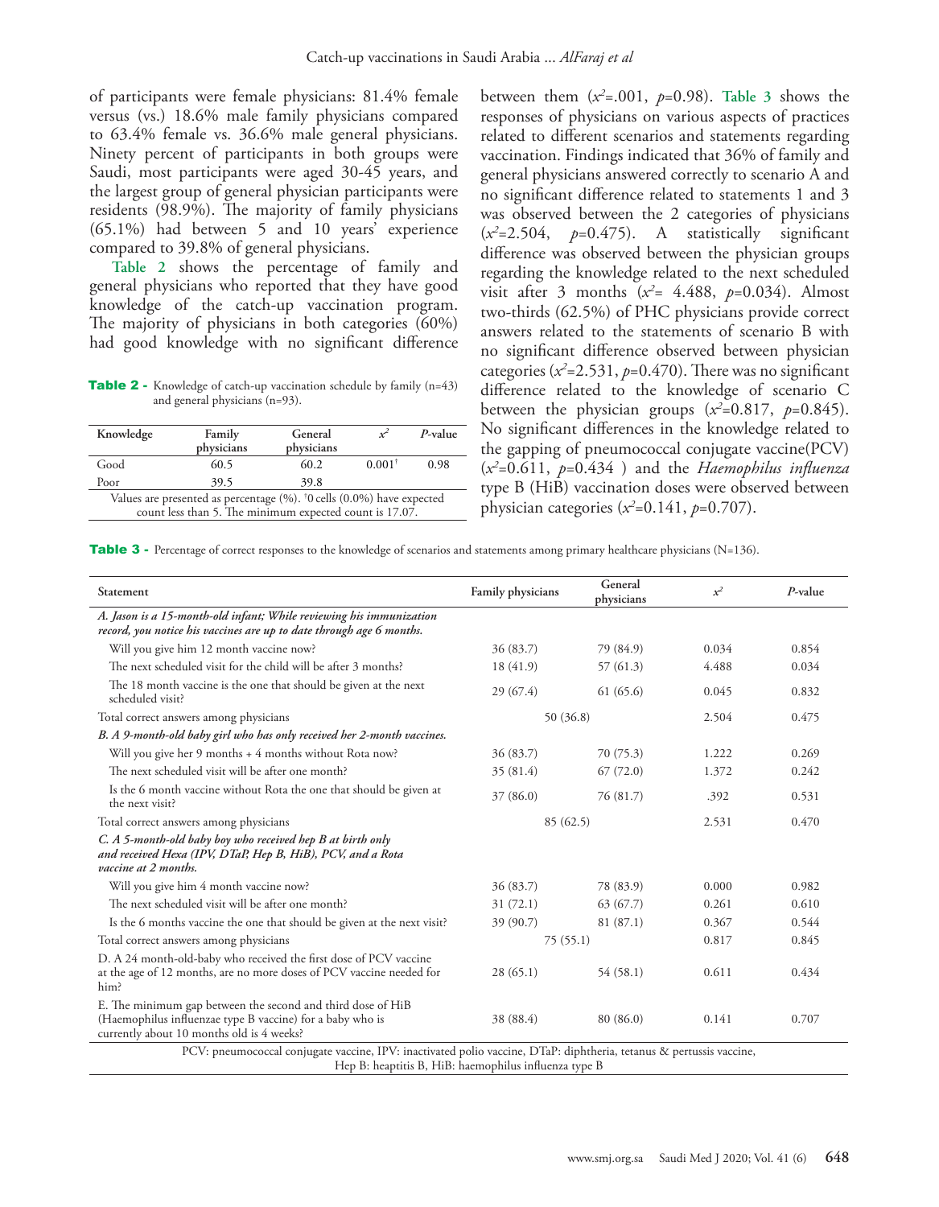of participants were female physicians: 81.4% female versus (vs.) 18.6% male family physicians compared to 63.4% female vs. 36.6% male general physicians. Ninety percent of participants in both groups were Saudi, most participants were aged 30-45 years, and the largest group of general physician participants were residents (98.9%). The majority of family physicians (65.1%) had between 5 and 10 years' experience compared to 39.8% of general physicians.

**Table 2** shows the percentage of family and general physicians who reported that they have good knowledge of the catch-up vaccination program. The majority of physicians in both categories (60%) had good knowledge with no significant difference between them ($x^2$=.001, $p$=0.98). **Table 3** shows the responses of physicians on various aspects of practices related to different scenarios and statements regarding vaccination. Findings indicated that 36% of family and general physicians answered correctly to scenario A and no significant difference related to statements 1 and 3 was observed between the 2 categories of physicians ($x^2$=2.504, $p$=0.475). A statistically significant difference was observed between the physician groups regarding the knowledge related to the next scheduled visit after 3 months ($x^2$= 4.488, $p$=0.034). Almost two-thirds (62.5%) of PHC physicians provide correct answers related to the statements of scenario B with no significant difference observed between physician categories ($x^2$=2.531, $p$=0.470). There was no significant difference related to the knowledge of scenario C between the physician groups ($x^2$=0.817, $p$=0.845). No significant differences in the knowledge related to the gapping of pneumococcal conjugate vaccine(PCV) ($x^2$=0.611, $p$=0.434 ) and the *Haemophilus influenza* type B (HiB) vaccination doses were observed between physician categories ($x^2$=0.141, $p$=0.707).

**Table 2** - Knowledge of catch-up vaccination schedule by family (n=43) and general physicians (n=93).

| Knowledge | Family physicians | General physicians | $x^2$ | *P*-value |
|---|---|---|---|---|
| Good | 60.5 | 60.2 | 0.001[†] | 0.98 |
| Poor | 39.5 | 39.8 | | |

Values are presented as percentage (%). [†]0 cells (0.0%) have expected count less than 5. The minimum expected count is 17.07.

**Table 3** - Percentage of correct responses to the knowledge of scenarios and statements among primary healthcare physicians (N=136).

| Statement | Family physicians | General physicians | $x^2$ | *P*-value |
|---|---|---|---|---|
| *A. Jason is a 15-month-old infant; While reviewing his immunization record, you notice his vaccines are up to date through age 6 months.* | | | | |
| Will you give him 12 month vaccine now? | 36 (83.7) | 79 (84.9) | 0.034 | 0.854 |
| The next scheduled visit for the child will be after 3 months? | 18 (41.9) | 57 (61.3) | 4.488 | 0.034 |
| The 18 month vaccine is the one that should be given at the next scheduled visit? | 29 (67.4) | 61 (65.6) | 0.045 | 0.832 |
| Total correct answers among physicians | 50 (36.8) | | 2.504 | 0.475 |
| *B. A 9-month-old baby girl who has only received her 2-month vaccines.* | | | | |
| Will you give her 9 months + 4 months without Rota now? | 36 (83.7) | 70 (75.3) | 1.222 | 0.269 |
| The next scheduled visit will be after one month? | 35 (81.4) | 67 (72.0) | 1.372 | 0.242 |
| Is the 6 month vaccine without Rota the one that should be given at the next visit? | 37 (86.0) | 76 (81.7) | .392 | 0.531 |
| Total correct answers among physicians | 85 (62.5) | | 2.531 | 0.470 |
| *C. A 5-month-old baby boy who received hep B at birth only and received Hexa (IPV, DTaP, Hep B, HiB), PCV, and a Rota vaccine at 2 months.* | | | | |
| Will you give him 4 month vaccine now? | 36 (83.7) | 78 (83.9) | 0.000 | 0.982 |
| The next scheduled visit will be after one month? | 31 (72.1) | 63 (67.7) | 0.261 | 0.610 |
| Is the 6 months vaccine the one that should be given at the next visit? | 39 (90.7) | 81 (87.1) | 0.367 | 0.544 |
| Total correct answers among physicians | 75 (55.1) | | 0.817 | 0.845 |
| D. A 24 month-old-baby who received the first dose of PCV vaccine at the age of 12 months, are no more doses of PCV vaccine needed for him? | 28 (65.1) | 54 (58.1) | 0.611 | 0.434 |
| E. The minimum gap between the second and third dose of HiB (Haemophilus influenzae type B vaccine) for a baby who is currently about 10 months old is 4 weeks? | 38 (88.4) | 80 (86.0) | 0.141 | 0.707 |

PCV: pneumococcal conjugate vaccine, IPV: inactivated polio vaccine, DTaP: diphtheria, tetanus & pertussis vaccine, Hep B: heaptitis B, HiB: haemophilus influenza type B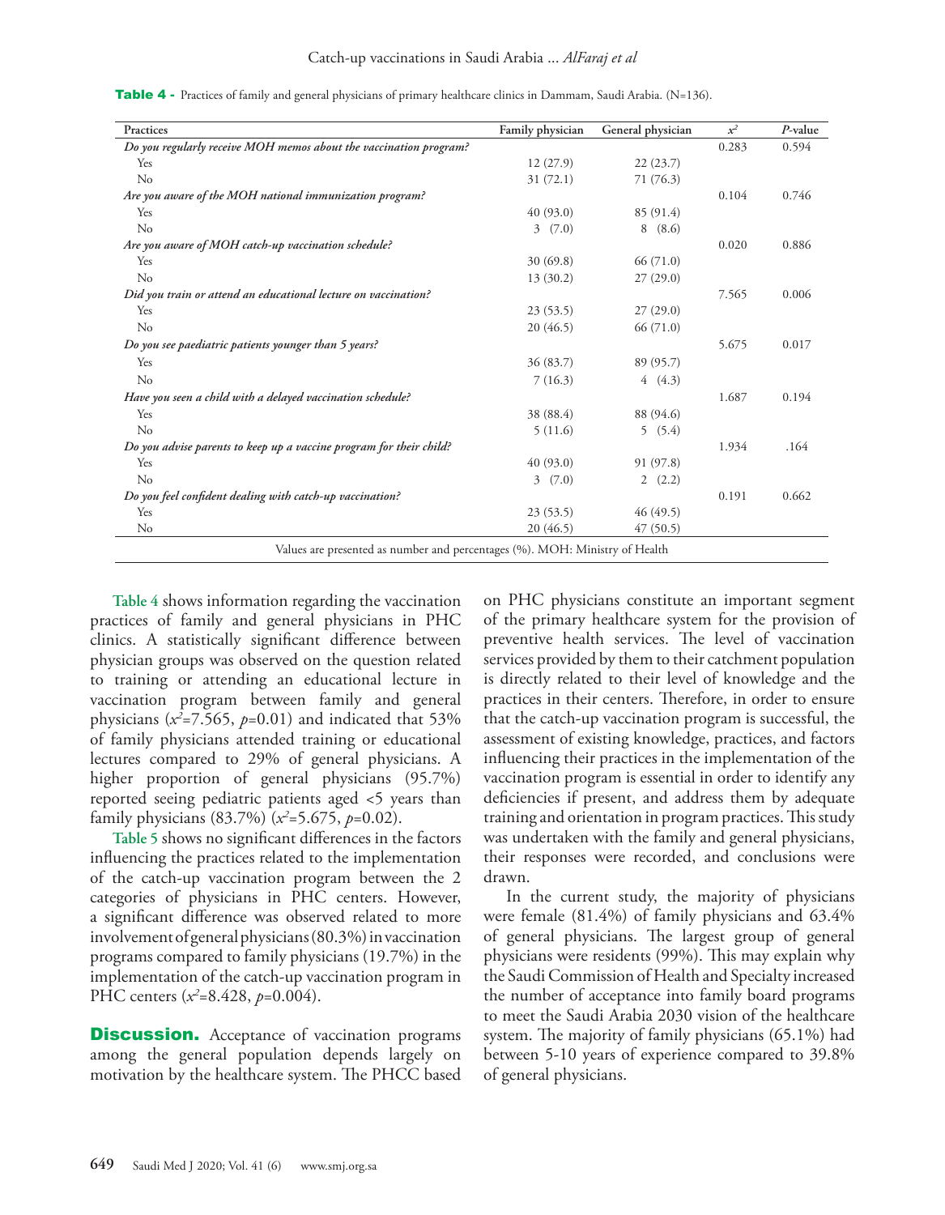**Table 4 -** Practices of family and general physicians of primary healthcare clinics in Dammam, Saudi Arabia. (N=136).

| Practices | Family physician | General physician | $x^2$ | *P*-value |
|---|---|---|---|---|
| *Do you regularly receive MOH memos about the vaccination program?* | | | 0.283 | 0.594 |
| Yes | 12 (27.9) | 22 (23.7) | | |
| No | 31 (72.1) | 71 (76.3) | | |
| *Are you aware of the MOH national immunization program?* | | | 0.104 | 0.746 |
| Yes | 40 (93.0) | 85 (91.4) | | |
| No | 3 (7.0) | 8 (8.6) | | |
| *Are you aware of MOH catch-up vaccination schedule?* | | | 0.020 | 0.886 |
| Yes | 30 (69.8) | 66 (71.0) | | |
| No | 13 (30.2) | 27 (29.0) | | |
| *Did you train or attend an educational lecture on vaccination?* | | | 7.565 | 0.006 |
| Yes | 23 (53.5) | 27 (29.0) | | |
| No | 20 (46.5) | 66 (71.0) | | |
| *Do you see paediatric patients younger than 5 years?* | | | 5.675 | 0.017 |
| Yes | 36 (83.7) | 89 (95.7) | | |
| No | 7 (16.3) | 4 (4.3) | | |
| *Have you seen a child with a delayed vaccination schedule?* | | | 1.687 | 0.194 |
| Yes | 38 (88.4) | 88 (94.6) | | |
| No | 5 (11.6) | 5 (5.4) | | |
| *Do you advise parents to keep up a vaccine program for their child?* | | | 1.934 | .164 |
| Yes | 40 (93.0) | 91 (97.8) | | |
| No | 3 (7.0) | 2 (2.2) | | |
| *Do you feel confident dealing with catch-up vaccination?* | | | 0.191 | 0.662 |
| Yes | 23 (53.5) | 46 (49.5) | | |
| No | 20 (46.5) | 47 (50.5) | | |

Values are presented as number and percentages (%). MOH: Ministry of Health

**Table 4** shows information regarding the vaccination practices of family and general physicians in PHC clinics. A statistically significant difference between physician groups was observed on the question related to training or attending an educational lecture in vaccination program between family and general physicians ($x^2$=7.565, $p$=0.01) and indicated that 53% of family physicians attended training or educational lectures compared to 29% of general physicians. A higher proportion of general physicians (95.7%) reported seeing pediatric patients aged <5 years than family physicians (83.7%) ($x^2$=5.675, $p$=0.02).

**Table 5** shows no significant differences in the factors influencing the practices related to the implementation of the catch-up vaccination program between the 2 categories of physicians in PHC centers. However, a significant difference was observed related to more involvement of general physicians (80.3%) in vaccination programs compared to family physicians (19.7%) in the implementation of the catch-up vaccination program in PHC centers ($x^2$=8.428, $p$=0.004).

## Discussion.

Acceptance of vaccination programs among the general population depends largely on motivation by the healthcare system. The PHCC based on PHC physicians constitute an important segment of the primary healthcare system for the provision of preventive health services. The level of vaccination services provided by them to their catchment population is directly related to their level of knowledge and the practices in their centers. Therefore, in order to ensure that the catch-up vaccination program is successful, the assessment of existing knowledge, practices, and factors influencing their practices in the implementation of the vaccination program is essential in order to identify any deficiencies if present, and address them by adequate training and orientation in program practices. This study was undertaken with the family and general physicians, their responses were recorded, and conclusions were drawn.

In the current study, the majority of physicians were female (81.4%) of family physicians and 63.4% of general physicians. The largest group of general physicians were residents (99%). This may explain why the Saudi Commission of Health and Specialty increased the number of acceptance into family board programs to meet the Saudi Arabia 2030 vision of the healthcare system. The majority of family physicians (65.1%) had between 5-10 years of experience compared to 39.8% of general physicians.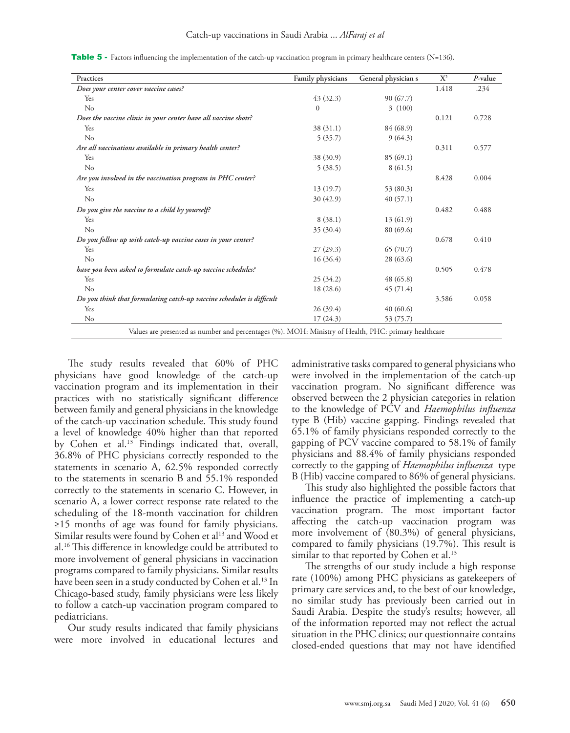**Table 5** - Factors influencing the implementation of the catch-up vaccination program in primary healthcare centers (N=136).

| Practices | Family physicians | General physician s | $X^2$ | *P*-value |
|---|---|---|---|---|
| *Does your center cover vaccine cases?* | | | 1.418 | .234 |
| Yes | 43 (32.3) | 90 (67.7) | | |
| No | 0 | 3 (100) | | |
| *Does the vaccine clinic in your center have all vaccine shots?* | | | 0.121 | 0.728 |
| Yes | 38 (31.1) | 84 (68.9) | | |
| No | 5 (35.7) | 9 (64.3) | | |
| *Are all vaccinations available in primary health center?* | | | 0.311 | 0.577 |
| Yes | 38 (30.9) | 85 (69.1) | | |
| No | 5 (38.5) | 8 (61.5) | | |
| *Are you involved in the vaccination program in PHC center?* | | | 8.428 | 0.004 |
| Yes | 13 (19.7) | 53 (80.3) | | |
| No | 30 (42.9) | 40 (57.1) | | |
| *Do you give the vaccine to a child by yourself?* | | | 0.482 | 0.488 |
| Yes | 8 (38.1) | 13 (61.9) | | |
| No | 35 (30.4) | 80 (69.6) | | |
| *Do you follow up with catch-up vaccine cases in your center?* | | | 0.678 | 0.410 |
| Yes | 27 (29.3) | 65 (70.7) | | |
| No | 16 (36.4) | 28 (63.6) | | |
| *have you been asked to formulate catch-up vaccine schedules?* | | | 0.505 | 0.478 |
| Yes | 25 (34.2) | 48 (65.8) | | |
| No | 18 (28.6) | 45 (71.4) | | |
| *Do you think that formulating catch-up vaccine schedules is difficult* | | | 3.586 | 0.058 |
| Yes | 26 (39.4) | 40 (60.6) | | |
| No | 17 (24.3) | 53 (75.7) | | |

Values are presented as number and percentages (%). MOH: Ministry of Health, PHC: primary healthcare

The study results revealed that 60% of PHC physicians have good knowledge of the catch-up vaccination program and its implementation in their practices with no statistically significant difference between family and general physicians in the knowledge of the catch-up vaccination schedule. This study found a level of knowledge 40% higher than that reported by Cohen et al.[13] Findings indicated that, overall, 36.8% of PHC physicians correctly responded to the statements in scenario A, 62.5% responded correctly to the statements in scenario B and 55.1% responded correctly to the statements in scenario C. However, in scenario A, a lower correct response rate related to the scheduling of the 18-month vaccination for children ≥15 months of age was found for family physicians. Similar results were found by Cohen et al[13] and Wood et al.[16] This difference in knowledge could be attributed to more involvement of general physicians in vaccination programs compared to family physicians. Similar results have been seen in a study conducted by Cohen et al.[13] In Chicago-based study, family physicians were less likely to follow a catch-up vaccination program compared to pediatricians.

Our study results indicated that family physicians were more involved in educational lectures and administrative tasks compared to general physicians who were involved in the implementation of the catch-up vaccination program. No significant difference was observed between the 2 physician categories in relation to the knowledge of PCV and *Haemophilus influenza* type B (Hib) vaccine gapping. Findings revealed that 65.1% of family physicians responded correctly to the gapping of PCV vaccine compared to 58.1% of family physicians and 88.4% of family physicians responded correctly to the gapping of *Haemophilus influenza* type B (Hib) vaccine compared to 86% of general physicians.

This study also highlighted the possible factors that influence the practice of implementing a catch-up vaccination program. The most important factor affecting the catch-up vaccination program was more involvement of (80.3%) of general physicians, compared to family physicians (19.7%). This result is similar to that reported by Cohen et al.[13]

The strengths of our study include a high response rate (100%) among PHC physicians as gatekeepers of primary care services and, to the best of our knowledge, no similar study has previously been carried out in Saudi Arabia. Despite the study's results; however, all of the information reported may not reflect the actual situation in the PHC clinics; our questionnaire contains closed-ended questions that may not have identified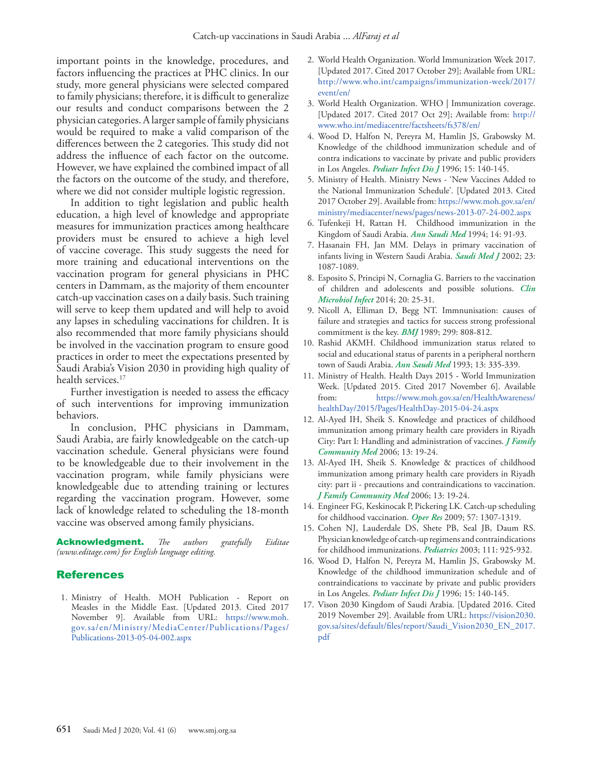important points in the knowledge, procedures, and factors influencing the practices at PHC clinics. In our study, more general physicians were selected compared to family physicians; therefore, it is difficult to generalize our results and conduct comparisons between the 2 physician categories. A larger sample of family physicians would be required to make a valid comparison of the differences between the 2 categories. This study did not address the influence of each factor on the outcome. However, we have explained the combined impact of all the factors on the outcome of the study, and therefore, where we did not consider multiple logistic regression.

In addition to tight legislation and public health education, a high level of knowledge and appropriate measures for immunization practices among healthcare providers must be ensured to achieve a high level of vaccine coverage. This study suggests the need for more training and educational interventions on the vaccination program for general physicians in PHC centers in Dammam, as the majority of them encounter catch-up vaccination cases on a daily basis. Such training will serve to keep them updated and will help to avoid any lapses in scheduling vaccinations for children. It is also recommended that more family physicians should be involved in the vaccination program to ensure good practices in order to meet the expectations presented by Saudi Arabia's Vision 2030 in providing high quality of health services.[17]

Further investigation is needed to assess the efficacy of such interventions for improving immunization behaviors.

In conclusion, PHC physicians in Dammam, Saudi Arabia, are fairly knowledgeable on the catch-up vaccination schedule. General physicians were found to be knowledgeable due to their involvement in the vaccination program, while family physicians were knowledgeable due to attending training or lectures regarding the vaccination program. However, some lack of knowledge related to scheduling the 18-month vaccine was observed among family physicians.

**Acknowledgment.** *The authors gratefully Eiditae (www.editage.com) for English language editing.*

## References

1. Ministry of Health. MOH Publication - Report on Measles in the Middle East. [Updated 2013. Cited 2017 November 9]. Available from URL: https://www.moh.gov.sa/en/Ministry/MediaCenter/Publications/Pages/Publications-2013-05-04-002.aspx
2. World Health Organization. World Immunization Week 2017. [Updated 2017. Cited 2017 October 29]; Available from URL: http://www.who.int/campaigns/immunization-week/2017/event/en/
3. World Health Organization. WHO | Immunization coverage. [Updated 2017. Cited 2017 Oct 29]; Available from: http://www.who.int/mediacentre/factsheets/fs378/en/
4. Wood D, Halfon N, Pereyra M, Hamlin JS, Grabowsky M. Knowledge of the childhood immunization schedule and of contra indications to vaccinate by private and public providers in Los Angeles. *Pediatr Infect Dis J* 1996; 15: 140-145.
5. Ministry of Health. Ministry News - 'New Vaccines Added to the National Immunization Schedule'. [Updated 2013. Cited 2017 October 29]. Available from: https://www.moh.gov.sa/en/ministry/mediacenter/news/pages/news-2013-07-24-002.aspx
6. Tufenkeji H, Rattan H. Childhood immunization in the Kingdom of Saudi Arabia. *Ann Saudi Med* 1994; 14: 91-93.
7. Hasanain FH, Jan MM. Delays in primary vaccination of infants living in Western Saudi Arabia. *Saudi Med J* 2002; 23: 1087-1089.
8. Esposito S, Principi N, Cornaglia G. Barriers to the vaccination of children and adolescents and possible solutions. *Clin Microbiol Infect* 2014; 20: 25-31.
9. Nicoll A, Elliman D, Begg NT. Immnunisation: causes of failure and strategies and tactics for success strong professional commitment is the key. *BMJ* 1989; 299: 808-812.
10. Rashid AKMH. Childhood immunization status related to social and educational status of parents in a peripheral northern town of Saudi Arabia. *Ann Saudi Med* 1993; 13: 335-339.
11. Ministry of Health. Health Days 2015 - World Immunization Week. [Updated 2015. Cited 2017 November 6]. Available from: https://www.moh.gov.sa/en/HealthAwareness/healthDay/2015/Pages/HealthDay-2015-04-24.aspx
12. Al-Ayed IH, Sheik S. Knowledge and practices of childhood immunization among primary health care providers in Riyadh City: Part I: Handling and administration of vaccines. *J Family Community Med* 2006; 13: 19-24.
13. Al-Ayed IH, Sheik S. Knowledge & practices of childhood immunization among primary health care providers in Riyadh city: part ii - precautions and contraindications to vaccination. *J Family Community Med* 2006; 13: 19-24.
14. Engineer FG, Keskinocak P, Pickering LK. Catch-up scheduling for childhood vaccination. *Oper Res* 2009; 57: 1307-1319.
15. Cohen NJ, Lauderdale DS, Shete PB, Seal JB, Daum RS. Physician knowledge of catch-up regimens and contraindications for childhood immunizations. *Pediatrics* 2003; 111: 925-932.
16. Wood D, Halfon N, Pereyra M, Hamlin JS, Grabowsky M. Knowledge of the childhood immunization schedule and of contraindications to vaccinate by private and public providers in Los Angeles. *Pediatr Infect Dis J* 1996; 15: 140-145.
17. Vison 2030 Kingdom of Saudi Arabia. [Updated 2016. Cited 2019 November 29]. Available from URL: https://vision2030.gov.sa/sites/default/files/report/Saudi_Vision2030_EN_2017.pdf